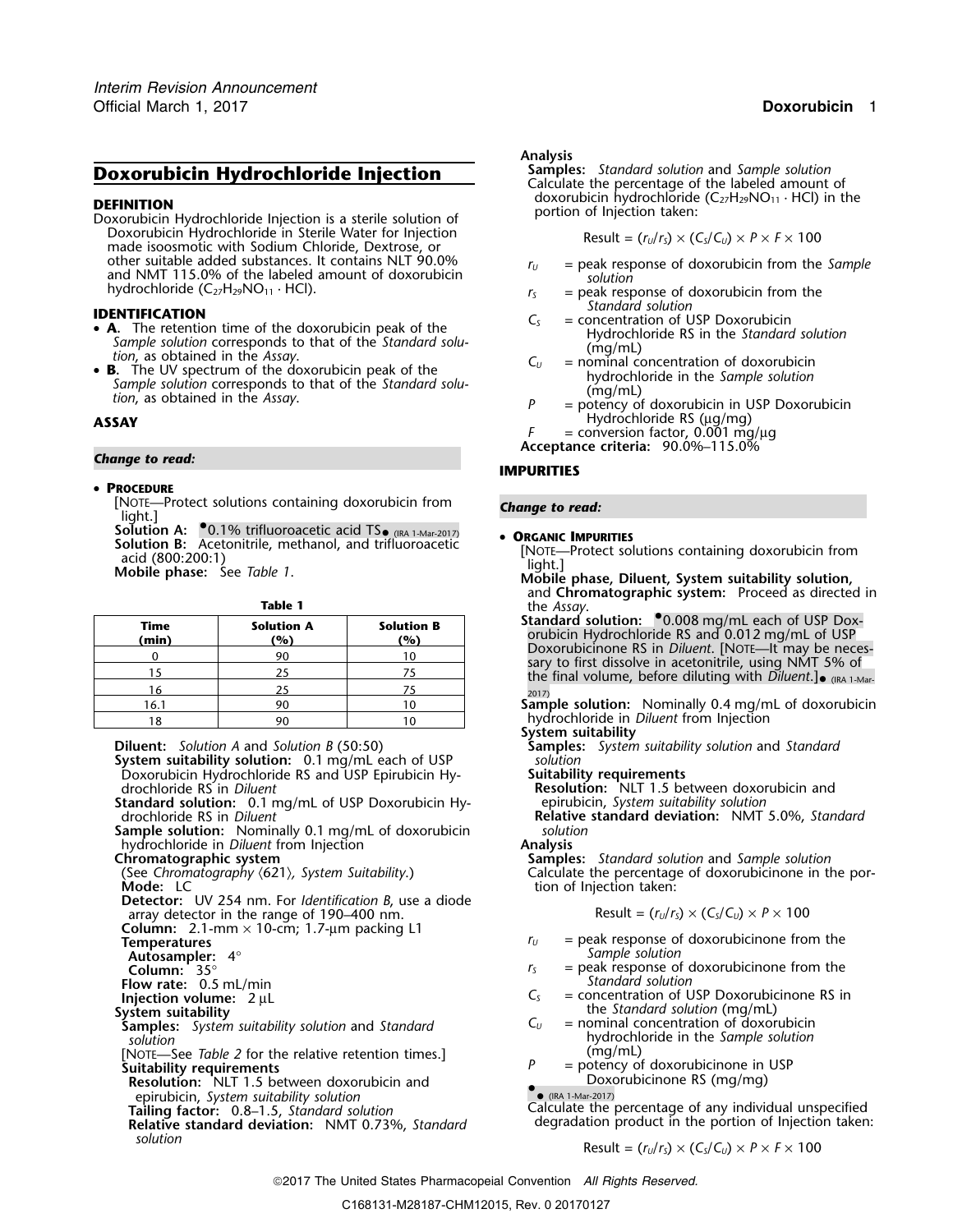Interim Revision Announcement
Official March 1, 2017

# Doxorubicin Hydrochloride Injection

## DEFINITION

Doxorubicin Hydrochloride Injection is a sterile solution of Doxorubicin Hydrochloride in Sterile Water for Injection made isoosmotic with Sodium Chloride, Dextrose, or other suitable added substances. It contains NLT 90.0% and NMT 115.0% of the labeled amount of doxorubicin hydrochloride ($C_{27}H_{29}NO_{11} \cdot HCl$).

## IDENTIFICATION

- **A.** The retention time of the doxorubicin peak of the *Sample solution* corresponds to that of the *Standard solution*, as obtained in the *Assay*.
- **B.** The UV spectrum of the doxorubicin peak of the *Sample solution* corresponds to that of the *Standard solution*, as obtained in the *Assay*.

## ASSAY

***Change to read:***

- **PROCEDURE**

  [NOTE—Protect solutions containing doxorubicin from light.]

  **Solution A:** •0.1% trifluoroacetic acid TS• (IRA 1-Mar-2017)

  **Solution B:** Acetonitrile, methanol, and trifluoroacetic acid (800:200:1)

  **Mobile phase:** See *Table 1*.

**Table 1**

| Time (min) | Solution A (%) | Solution B (%) |
|---|---|---|
| 0 | 90 | 10 |
| 15 | 25 | 75 |
| 16 | 25 | 75 |
| 16.1 | 90 | 10 |
| 18 | 90 | 10 |

**Diluent:** *Solution A* and *Solution B* (50:50)

**System suitability solution:** 0.1 mg/mL each of USP Doxorubicin Hydrochloride RS and USP Epirubicin Hydrochloride RS in *Diluent*

**Standard solution:** 0.1 mg/mL of USP Doxorubicin Hydrochloride RS in *Diluent*

**Sample solution:** Nominally 0.1 mg/mL of doxorubicin hydrochloride in *Diluent* from Injection

**Chromatographic system**

(See *Chromatography* ⟨621⟩, *System Suitability*.)

**Mode:** LC

**Detector:** UV 254 nm. For *Identification B*, use a diode array detector in the range of 190–400 nm.

**Column:** 2.1-mm × 10-cm; 1.7-µm packing L1

**Temperatures**

**Autosampler:** 4°

**Column:** 35°

**Flow rate:** 0.5 mL/min

**Injection volume:** 2 µL

**System suitability**

**Samples:** *System suitability solution* and *Standard solution*

[NOTE—See *Table 2* for the relative retention times.]

**Suitability requirements**

**Resolution:** NLT 1.5 between doxorubicin and epirubicin, *System suitability solution*

**Tailing factor:** 0.8–1.5, *Standard solution*

**Relative standard deviation:** NMT 0.73%, *Standard solution*

**Analysis**

**Samples:** *Standard solution* and *Sample solution*

Calculate the percentage of the labeled amount of doxorubicin hydrochloride ($C_{27}H_{29}NO_{11} \cdot HCl$) in the portion of Injection taken:

$$\text{Result} = (r_U/r_S) \times (C_S/C_U) \times P \times F \times 100$$

- $r_U$ = peak response of doxorubicin from the *Sample solution*
- $r_S$ = peak response of doxorubicin from the *Standard solution*
- $C_S$ = concentration of USP Doxorubicin Hydrochloride RS in the *Standard solution* (mg/mL)
- $C_U$ = nominal concentration of doxorubicin hydrochloride in the *Sample solution* (mg/mL)
- $P$ = potency of doxorubicin in USP Doxorubicin Hydrochloride RS (µg/mg)
- $F$ = conversion factor, 0.001 mg/µg

**Acceptance criteria:** 90.0%–115.0%

## IMPURITIES

***Change to read:***

- **ORGANIC IMPURITIES**

  [NOTE—Protect solutions containing doxorubicin from light.]

  **Mobile phase, Diluent, System suitability solution,** and **Chromatographic system:** Proceed as directed in the *Assay*.

  **Standard solution:** •0.008 mg/mL each of USP Doxorubicin Hydrochloride RS and 0.012 mg/mL of USP Doxorubicinone RS in *Diluent*. [NOTE—It may be necessary to first dissolve in acetonitrile, using NMT 5% of the final volume, before diluting with *Diluent*.]• (IRA 1-Mar-2017)

  **Sample solution:** Nominally 0.4 mg/mL of doxorubicin hydrochloride in *Diluent* from Injection

  **System suitability**

  **Samples:** *System suitability solution* and *Standard solution*

  **Suitability requirements**

  **Resolution:** NLT 1.5 between doxorubicin and epirubicin, *System suitability solution*

  **Relative standard deviation:** NMT 5.0%, *Standard solution*

  **Analysis**

  **Samples:** *Standard solution* and *Sample solution*

  Calculate the percentage of doxorubicinone in the portion of Injection taken:

$$\text{Result} = (r_U/r_S) \times (C_S/C_U) \times P \times 100$$

- $r_U$ = peak response of doxorubicinone from the *Sample solution*
- $r_S$ = peak response of doxorubicinone from the *Standard solution*
- $C_S$ = concentration of USP Doxorubicinone RS in the *Standard solution* (mg/mL)
- $C_U$ = nominal concentration of doxorubicin hydrochloride in the *Sample solution* (mg/mL)
- $P$ = potency of doxorubicinone in USP Doxorubicinone RS (mg/mg)

•• (IRA 1-Mar-2017)

Calculate the percentage of any individual unspecified degradation product in the portion of Injection taken:

$$\text{Result} = (r_U/r_S) \times (C_S/C_U) \times P \times F \times 100$$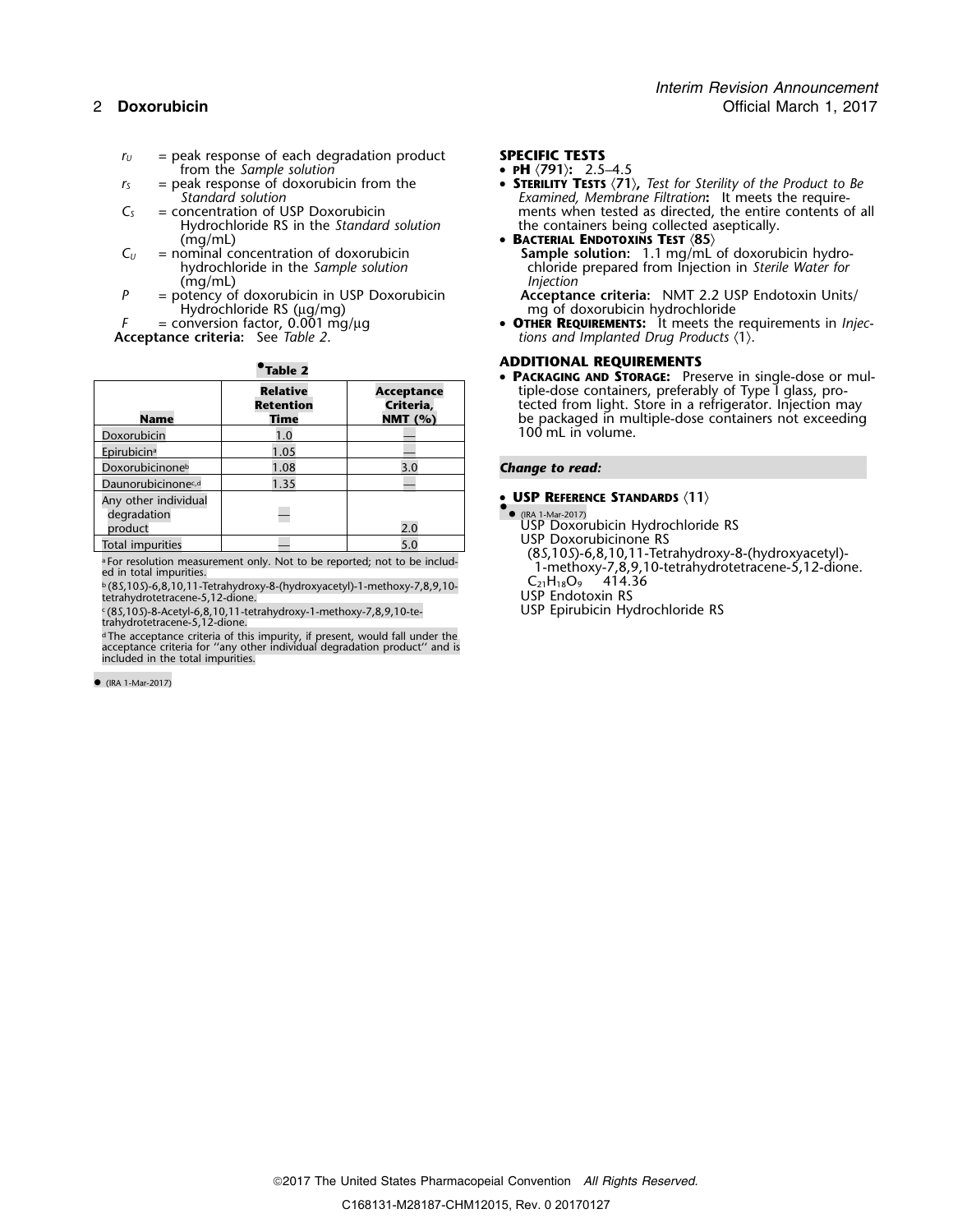$r_U$ = peak response of each degradation product from the *Sample solution*

$r_S$ = peak response of doxorubicin from the *Standard solution*

$C_S$ = concentration of USP Doxorubicin Hydrochloride RS in the *Standard solution* (mg/mL)

$C_U$ = nominal concentration of doxorubicin hydrochloride in the *Sample solution* (mg/mL)

$P$ = potency of doxorubicin in USP Doxorubicin Hydrochloride RS (µg/mg)

$F$ = conversion factor, 0.001 mg/µg

**Acceptance criteria:** See *Table 2*.

●**Table 2**

| Name | Relative Retention Time | Acceptance Criteria, NMT (%) |
|---|---|---|
| Doxorubicin | 1.0 | — |
| Epirubicin[a] | 1.05 | — |
| Doxorubicinone[b] | 1.08 | 3.0 |
| Daunorubicinone[c,d] | 1.35 | — |
| Any other individual degradation product | — | 2.0 |
| Total impurities | — | 5.0 |

[a] For resolution measurement only. Not to be reported; not to be included in total impurities.

[b] (8*S*,10*S*)-6,8,10,11-Tetrahydroxy-8-(hydroxyacetyl)-1-methoxy-7,8,9,10-tetrahydrotetracene-5,12-dione.

[c] (8*S*,10*S*)-8-Acetyl-6,8,10,11-tetrahydroxy-1-methoxy-7,8,9,10-tetrahydrotetracene-5,12-dione.

[d] The acceptance criteria of this impurity, if present, would fall under the acceptance criteria for "any other individual degradation product" and is included in the total impurities.

● (IRA 1-Mar-2017)

## SPECIFIC TESTS

- **pH** ⟨791⟩**:** 2.5–4.5
- **Sterility Tests** ⟨71⟩**,** *Test for Sterility of the Product to Be Examined, Membrane Filtration***:** It meets the requirements when tested as directed, the entire contents of all the containers being collected aseptically.
- **Bacterial Endotoxins Test** ⟨85⟩

  **Sample solution:** 1.1 mg/mL of doxorubicin hydrochloride prepared from Injection in *Sterile Water for Injection*

  **Acceptance criteria:** NMT 2.2 USP Endotoxin Units/mg of doxorubicin hydrochloride
- **Other Requirements:** It meets the requirements in *Injections and Implanted Drug Products* ⟨1⟩.

## ADDITIONAL REQUIREMENTS

- **Packaging and Storage:** Preserve in single-dose or multiple-dose containers, preferably of Type I glass, protected from light. Store in a refrigerator. Injection may be packaged in multiple-dose containers not exceeding 100 mL in volume.

***Change to read:***

- **USP Reference Standards** ⟨11⟩

  ●● (IRA 1-Mar-2017)

  USP Doxorubicin Hydrochloride RS

  USP Doxorubicinone RS

  (8*S*,10*S*)-6,8,10,11-Tetrahydroxy-8-(hydroxyacetyl)-1-methoxy-7,8,9,10-tetrahydrotetracene-5,12-dione.

  $C_{21}H_{18}O_9$ 414.36

  USP Endotoxin RS

  USP Epirubicin Hydrochloride RS